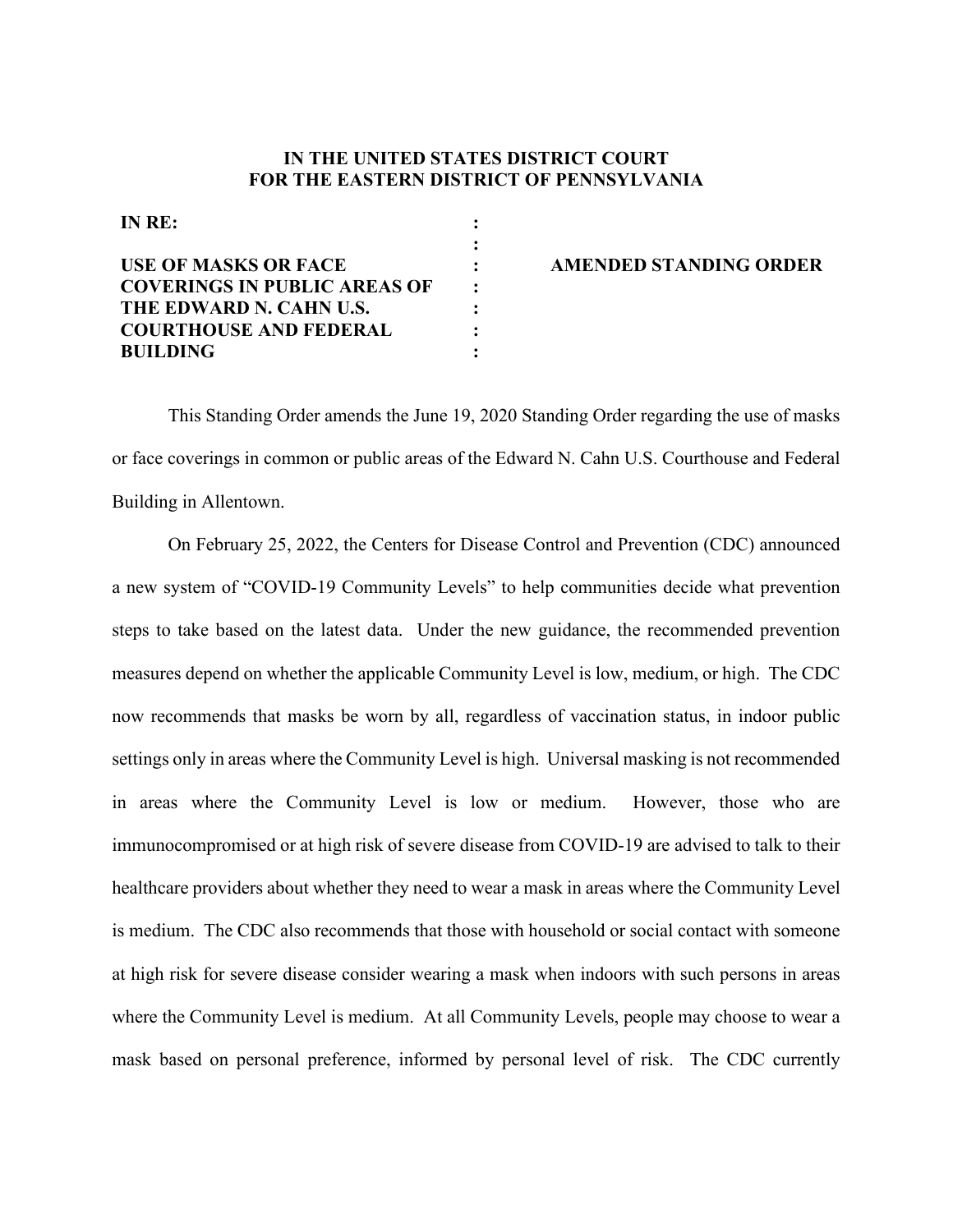**IN THE UNITED STATES DISTRICT COURT**
**FOR THE EASTERN DISTRICT OF PENNSYLVANIA**

| | | |
|---|---|---|
| **IN RE:** | : | |
| | : | |
| **USE OF MASKS OR FACE COVERINGS IN PUBLIC AREAS OF THE EDWARD N. CAHN U.S. COURTHOUSE AND FEDERAL BUILDING** | : | **AMENDED STANDING ORDER** |

This Standing Order amends the June 19, 2020 Standing Order regarding the use of masks or face coverings in common or public areas of the Edward N. Cahn U.S. Courthouse and Federal Building in Allentown.

On February 25, 2022, the Centers for Disease Control and Prevention (CDC) announced a new system of "COVID-19 Community Levels" to help communities decide what prevention steps to take based on the latest data. Under the new guidance, the recommended prevention measures depend on whether the applicable Community Level is low, medium, or high. The CDC now recommends that masks be worn by all, regardless of vaccination status, in indoor public settings only in areas where the Community Level is high. Universal masking is not recommended in areas where the Community Level is low or medium. However, those who are immunocompromised or at high risk of severe disease from COVID-19 are advised to talk to their healthcare providers about whether they need to wear a mask in areas where the Community Level is medium. The CDC also recommends that those with household or social contact with someone at high risk for severe disease consider wearing a mask when indoors with such persons in areas where the Community Level is medium. At all Community Levels, people may choose to wear a mask based on personal preference, informed by personal level of risk. The CDC currently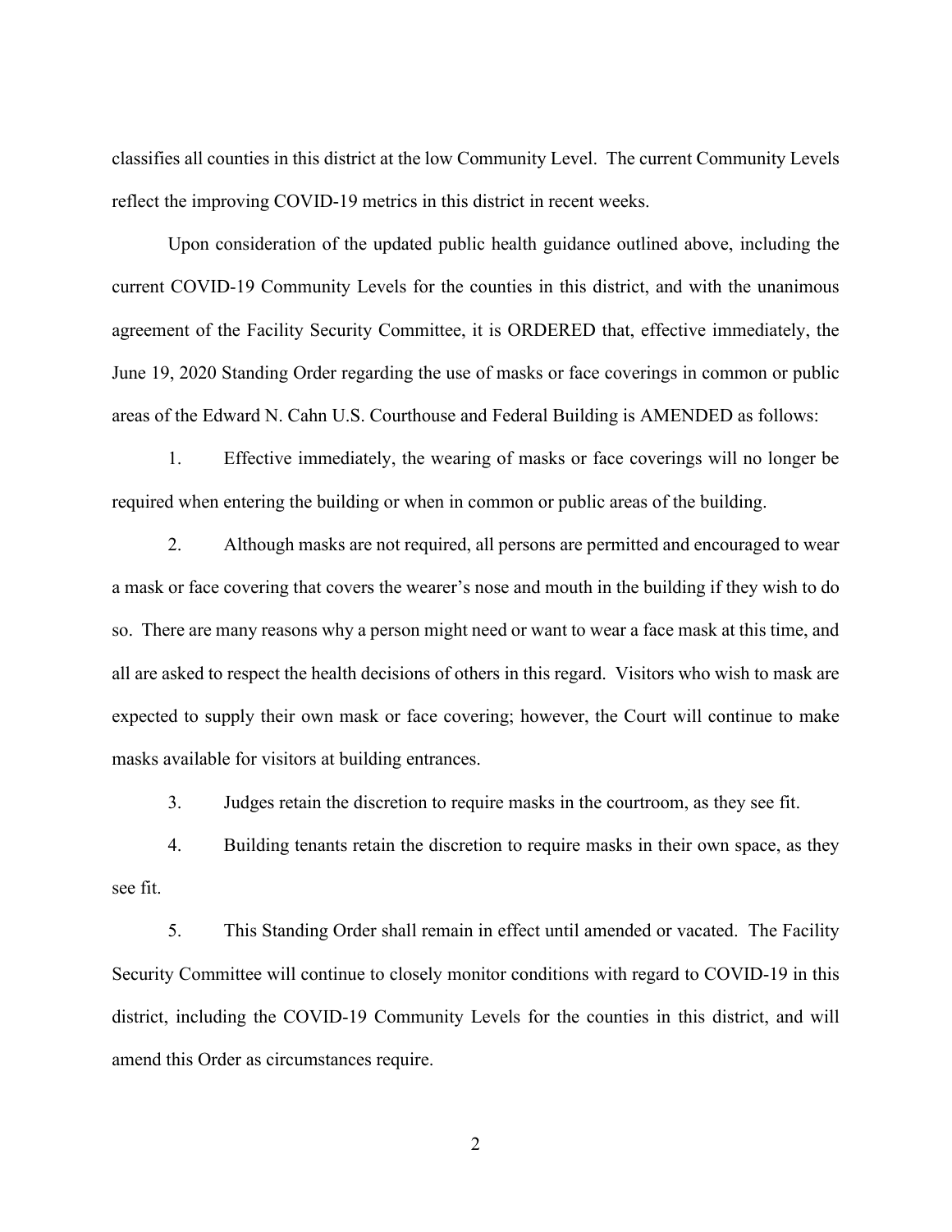classifies all counties in this district at the low Community Level. The current Community Levels reflect the improving COVID-19 metrics in this district in recent weeks.

Upon consideration of the updated public health guidance outlined above, including the current COVID-19 Community Levels for the counties in this district, and with the unanimous agreement of the Facility Security Committee, it is ORDERED that, effective immediately, the June 19, 2020 Standing Order regarding the use of masks or face coverings in common or public areas of the Edward N. Cahn U.S. Courthouse and Federal Building is AMENDED as follows:

1. Effective immediately, the wearing of masks or face coverings will no longer be required when entering the building or when in common or public areas of the building.

2. Although masks are not required, all persons are permitted and encouraged to wear a mask or face covering that covers the wearer's nose and mouth in the building if they wish to do so. There are many reasons why a person might need or want to wear a face mask at this time, and all are asked to respect the health decisions of others in this regard. Visitors who wish to mask are expected to supply their own mask or face covering; however, the Court will continue to make masks available for visitors at building entrances.

3. Judges retain the discretion to require masks in the courtroom, as they see fit.

4. Building tenants retain the discretion to require masks in their own space, as they see fit.

5. This Standing Order shall remain in effect until amended or vacated. The Facility Security Committee will continue to closely monitor conditions with regard to COVID-19 in this district, including the COVID-19 Community Levels for the counties in this district, and will amend this Order as circumstances require.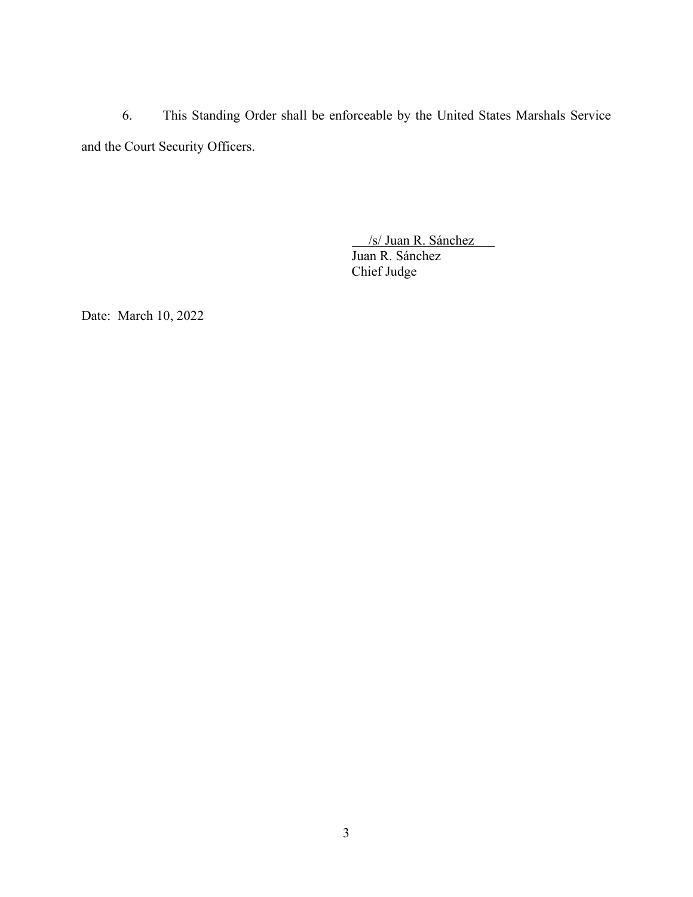6. This Standing Order shall be enforceable by the United States Marshals Service and the Court Security Officers.

/s/ Juan R. Sánchez
Juan R. Sánchez
Chief Judge

Date: March 10, 2022